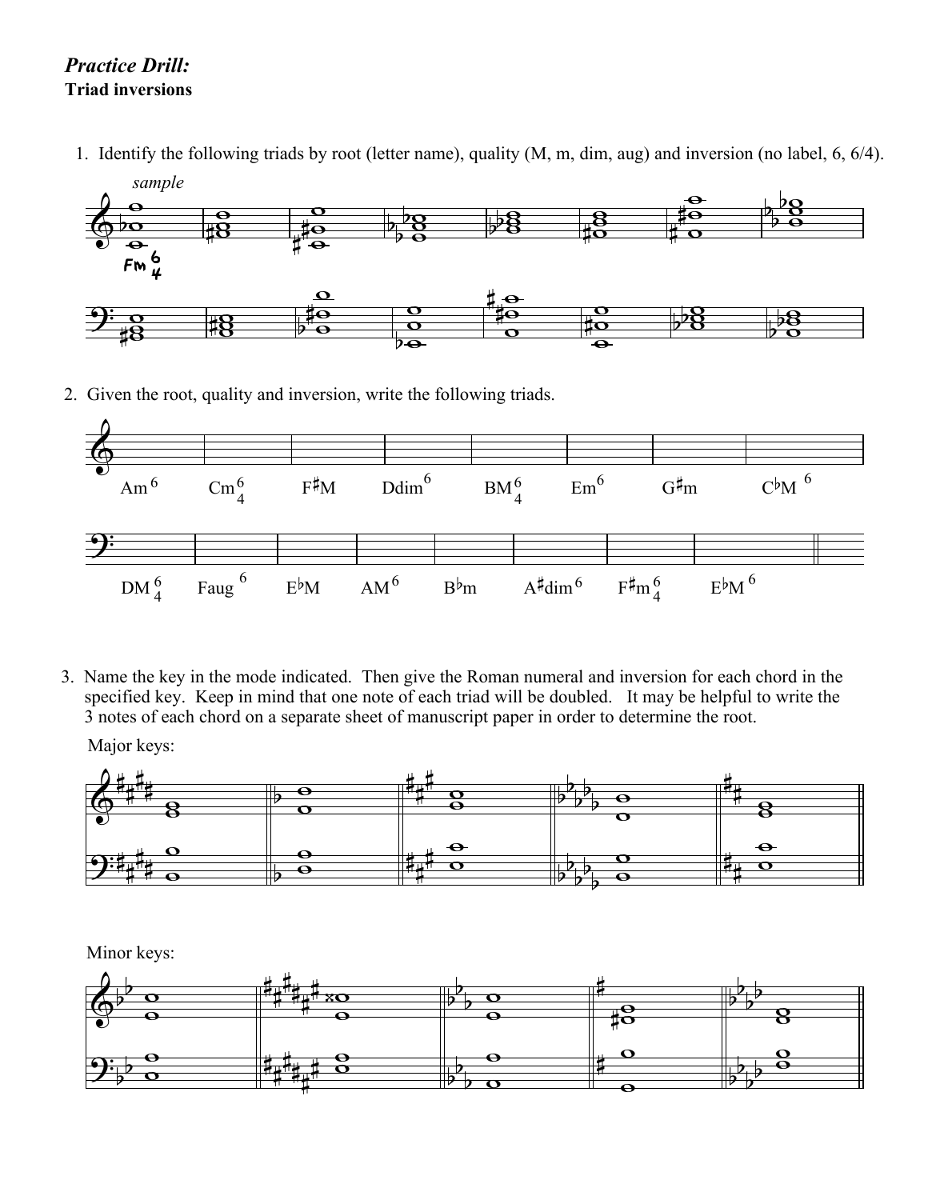## *Practice Drill:*
**Triad inversions**

1. Identify the following triads by root (letter name), quality (M, m, dim, aug) and inversion (no label, 6, 6/4).

*sample*

Fm $^6_4$

2. Given the root, quality and inversion, write the following triads.

Am$^6$ Cm$^6_4$ F♯M Ddim$^6$ BM$^6_4$ Em$^6$ G♯m C♭M $^6$

DM$^6_4$ Faug $^6$ E♭M AM$^6$ B♭m A♯dim$^6$ F♯m$^6_4$ E♭M $^6$

3. Name the key in the mode indicated. Then give the Roman numeral and inversion for each chord in the specified key. Keep in mind that one note of each triad will be doubled. It may be helpful to write the 3 notes of each chord on a separate sheet of manuscript paper in order to determine the root.

Major keys:

Minor keys: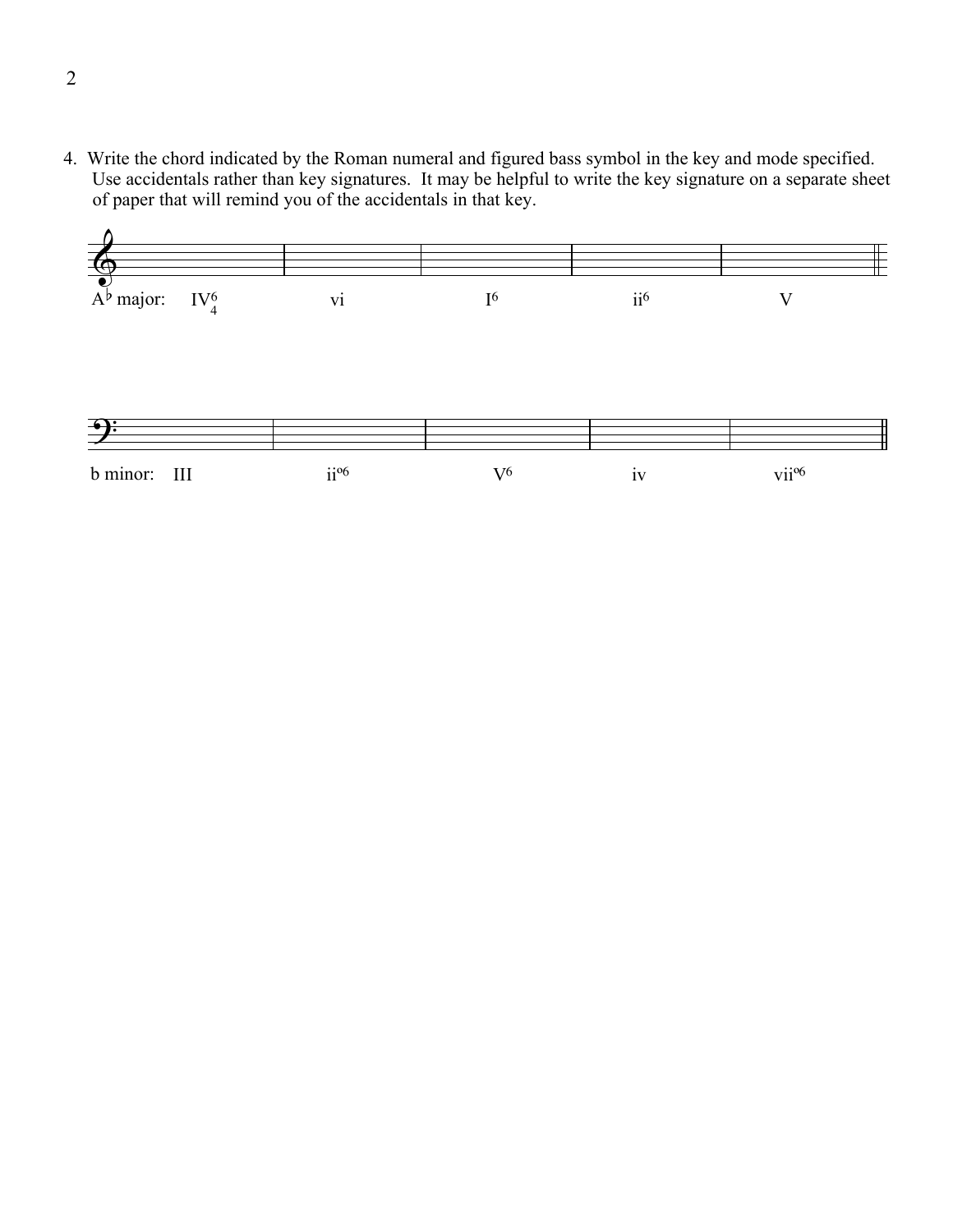4. Write the chord indicated by the Roman numeral and figured bass symbol in the key and mode specified. Use accidentals rather than key signatures. It may be helpful to write the key signature on a separate sheet of paper that will remind you of the accidentals in that key.

A♭ major: $IV^6_4$ vi $I^6$ $ii^6$ V

b minor: III $ii^{o6}$ $V^6$ iv $vii^{o6}$